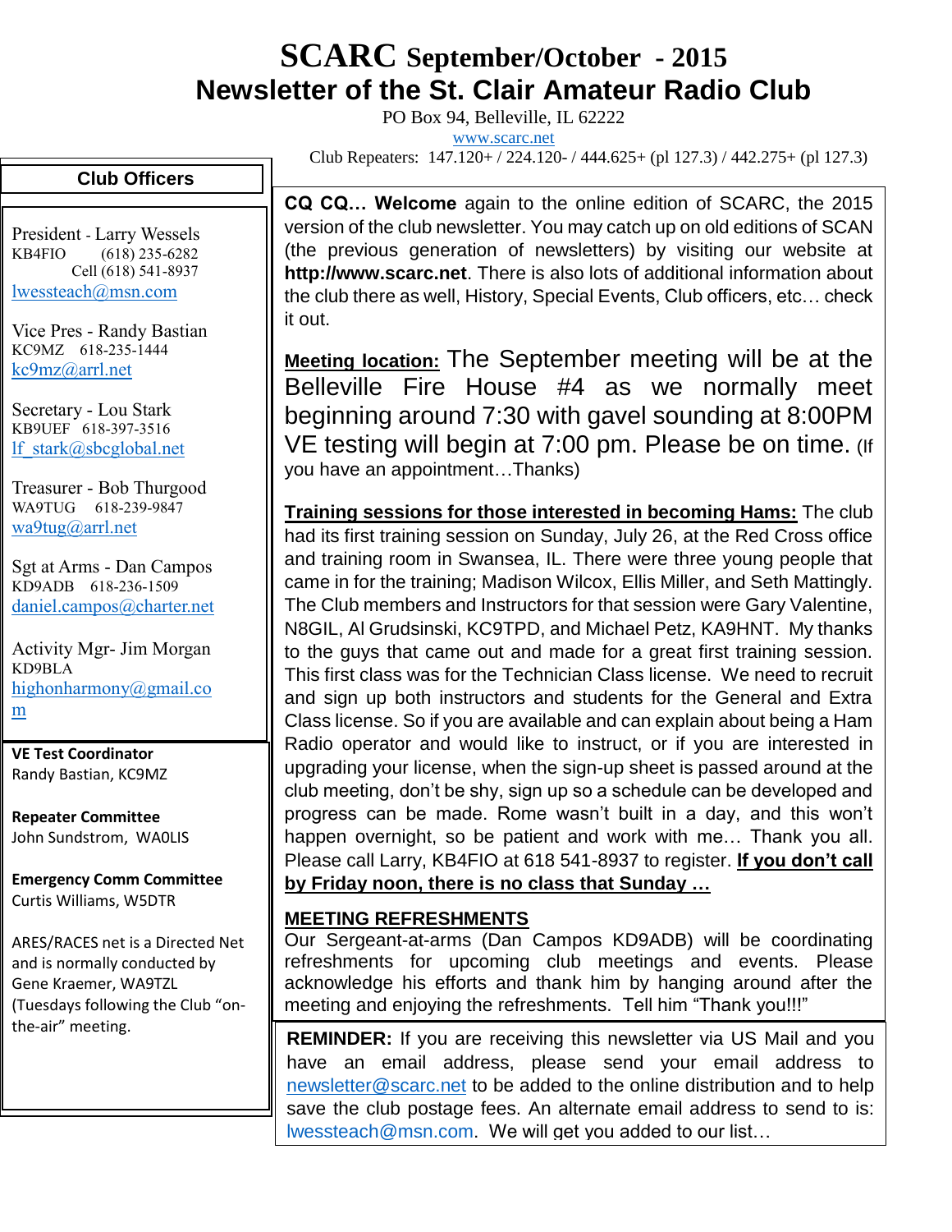# SCARC September/October - 2015

## Newsletter of the St. Clair Amateur Radio Club

PO Box 94, Belleville, IL 62222

www.scarc.net

Club Repeaters: 147.120+ / 224.120- / 444.625+ (pl 127.3) / 442.275+ (pl 127.3)

**CQ CQ… Welcome** again to the online edition of SCARC, the 2015 version of the club newsletter. You may catch up on old editions of SCAN (the previous generation of newsletters) by visiting our website at **http://www.scarc.net**. There is also lots of additional information about the club there as well, History, Special Events, Club officers, etc… check it out.

**Meeting location:** The September meeting will be at the Belleville Fire House #4 as we normally meet beginning around 7:30 with gavel sounding at 8:00PM VE testing will begin at 7:00 pm. Please be on time. (If you have an appointment…Thanks)

**Training sessions for those interested in becoming Hams:** The club had its first training session on Sunday, July 26, at the Red Cross office and training room in Swansea, IL. There were three young people that came in for the training; Madison Wilcox, Ellis Miller, and Seth Mattingly. The Club members and Instructors for that session were Gary Valentine, N8GIL, Al Grudsinski, KC9TPD, and Michael Petz, KA9HNT. My thanks to the guys that came out and made for a great first training session. This first class was for the Technician Class license. We need to recruit and sign up both instructors and students for the General and Extra Class license. So if you are available and can explain about being a Ham Radio operator and would like to instruct, or if you are interested in upgrading your license, when the sign-up sheet is passed around at the club meeting, don't be shy, sign up so a schedule can be developed and progress can be made. Rome wasn't built in a day, and this won't happen overnight, so be patient and work with me… Thank you all. Please call Larry, KB4FIO at 618 541-8937 to register. **If you don't call by Friday noon, there is no class that Sunday …**

**MEETING REFRESHMENTS**

Our Sergeant-at-arms (Dan Campos KD9ADB) will be coordinating refreshments for upcoming club meetings and events. Please acknowledge his efforts and thank him by hanging around after the meeting and enjoying the refreshments. Tell him "Thank you!!!"

**REMINDER:** If you are receiving this newsletter via US Mail and you have an email address, please send your email address to newsletter@scarc.net to be added to the online distribution and to help save the club postage fees. An alternate email address to send to is: lwessteach@msn.com. We will get you added to our list…

### Club Officers

President - Larry Wessels
KB4FIO (618) 235-6282
Cell (618) 541-8937
lwessteach@msn.com

Vice Pres - Randy Bastian
KC9MZ 618-235-1444
kc9mz@arrl.net

Secretary - Lou Stark
KB9UEF 618-397-3516
lf_stark@sbcglobal.net

Treasurer - Bob Thurgood
WA9TUG 618-239-9847
wa9tug@arrl.net

Sgt at Arms - Dan Campos
KD9ADB 618-236-1509
daniel.campos@charter.net

Activity Mgr- Jim Morgan
KD9BLA
highonharmony@gmail.com

**VE Test Coordinator**
Randy Bastian, KC9MZ

**Repeater Committee**
John Sundstrom, WA0LIS

**Emergency Comm Committee**
Curtis Williams, W5DTR

ARES/RACES net is a Directed Net and is normally conducted by Gene Kraemer, WA9TZL (Tuesdays following the Club "on-the-air" meeting.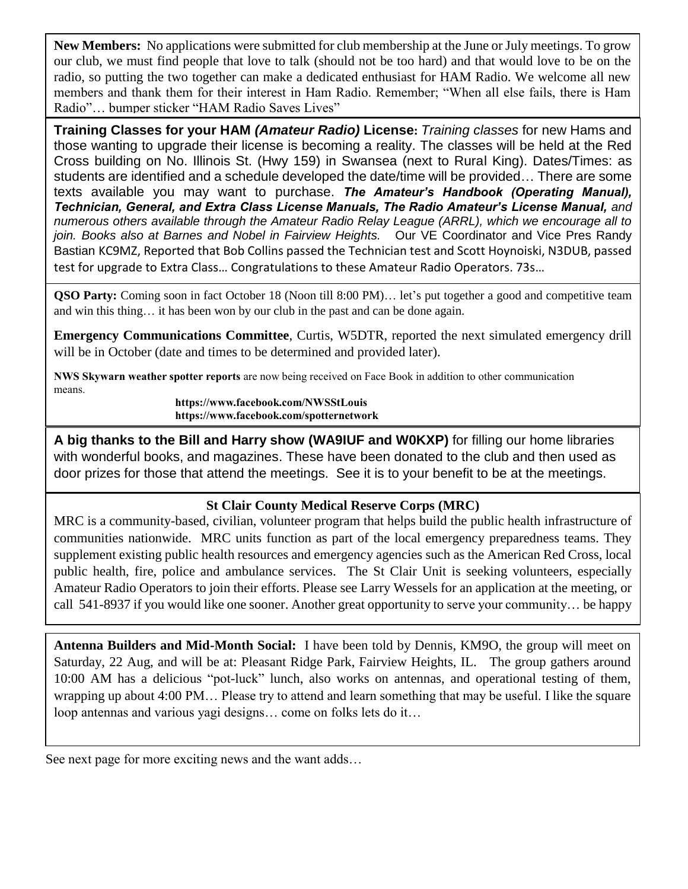**New Members:** No applications were submitted for club membership at the June or July meetings. To grow our club, we must find people that love to talk (should not be too hard) and that would love to be on the radio, so putting the two together can make a dedicated enthusiast for HAM Radio. We welcome all new members and thank them for their interest in Ham Radio. Remember; "When all else fails, there is Ham Radio"… bumper sticker "HAM Radio Saves Lives"

**Training Classes for your HAM *(Amateur Radio)* License:** *Training classes* for new Hams and those wanting to upgrade their license is becoming a reality. The classes will be held at the Red Cross building on No. Illinois St. (Hwy 159) in Swansea (next to Rural King). Dates/Times: as students are identified and a schedule developed the date/time will be provided… There are some texts available you may want to purchase. ***The Amateur's Handbook (Operating Manual), Technician, General, and Extra Class License Manuals, The Radio Amateur's License Manual,*** *and numerous others available through the Amateur Radio Relay League (ARRL), which we encourage all to join. Books also at Barnes and Nobel in Fairview Heights.* Our VE Coordinator and Vice Pres Randy Bastian KC9MZ, Reported that Bob Collins passed the Technician test and Scott Hoynoiski, N3DUB, passed test for upgrade to Extra Class… Congratulations to these Amateur Radio Operators. 73s…

**QSO Party:** Coming soon in fact October 18 (Noon till 8:00 PM)… let's put together a good and competitive team and win this thing… it has been won by our club in the past and can be done again.

**Emergency Communications Committee**, Curtis, W5DTR, reported the next simulated emergency drill will be in October (date and times to be determined and provided later).

**NWS Skywarn weather spotter reports** are now being received on Face Book in addition to other communication means.

**https://www.facebook.com/NWSStLouis**
**https://www.facebook.com/spotternetwork**

**A big thanks to the Bill and Harry show (WA9IUF and W0KXP)** for filling our home libraries with wonderful books, and magazines. These have been donated to the club and then used as door prizes for those that attend the meetings. See it is to your benefit to be at the meetings.

**St Clair County Medical Reserve Corps (MRC)**

MRC is a community-based, civilian, volunteer program that helps build the public health infrastructure of communities nationwide. MRC units function as part of the local emergency preparedness teams. They supplement existing public health resources and emergency agencies such as the American Red Cross, local public health, fire, police and ambulance services. The St Clair Unit is seeking volunteers, especially Amateur Radio Operators to join their efforts. Please see Larry Wessels for an application at the meeting, or call 541-8937 if you would like one sooner. Another great opportunity to serve your community… be happy

**Antenna Builders and Mid-Month Social:** I have been told by Dennis, KM9O, the group will meet on Saturday, 22 Aug, and will be at: Pleasant Ridge Park, Fairview Heights, IL. The group gathers around 10:00 AM has a delicious "pot-luck" lunch, also works on antennas, and operational testing of them, wrapping up about 4:00 PM… Please try to attend and learn something that may be useful. I like the square loop antennas and various yagi designs… come on folks lets do it…

See next page for more exciting news and the want adds…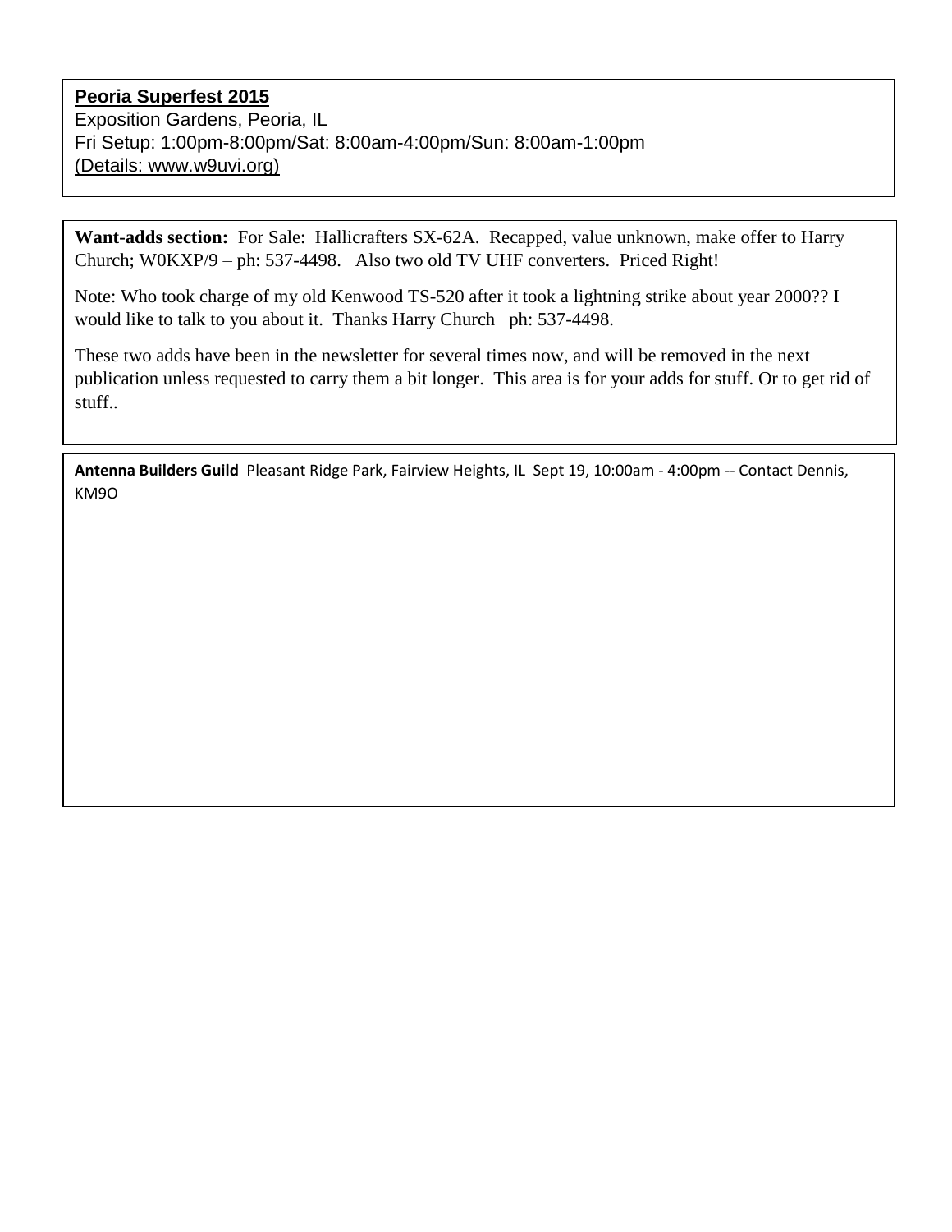**Peoria Superfest 2015**
Exposition Gardens, Peoria, IL
Fri Setup: 1:00pm-8:00pm/Sat: 8:00am-4:00pm/Sun: 8:00am-1:00pm
(Details: www.w9uvi.org)

**Want-adds section:** For Sale: Hallicrafters SX-62A. Recapped, value unknown, make offer to Harry Church; W0KXP/9 – ph: 537-4498. Also two old TV UHF converters. Priced Right!

Note: Who took charge of my old Kenwood TS-520 after it took a lightning strike about year 2000?? I would like to talk to you about it. Thanks Harry Church ph: 537-4498.

These two adds have been in the newsletter for several times now, and will be removed in the next publication unless requested to carry them a bit longer. This area is for your adds for stuff. Or to get rid of stuff..

**Antenna Builders Guild** Pleasant Ridge Park, Fairview Heights, IL Sept 19, 10:00am - 4:00pm -- Contact Dennis, KM9O